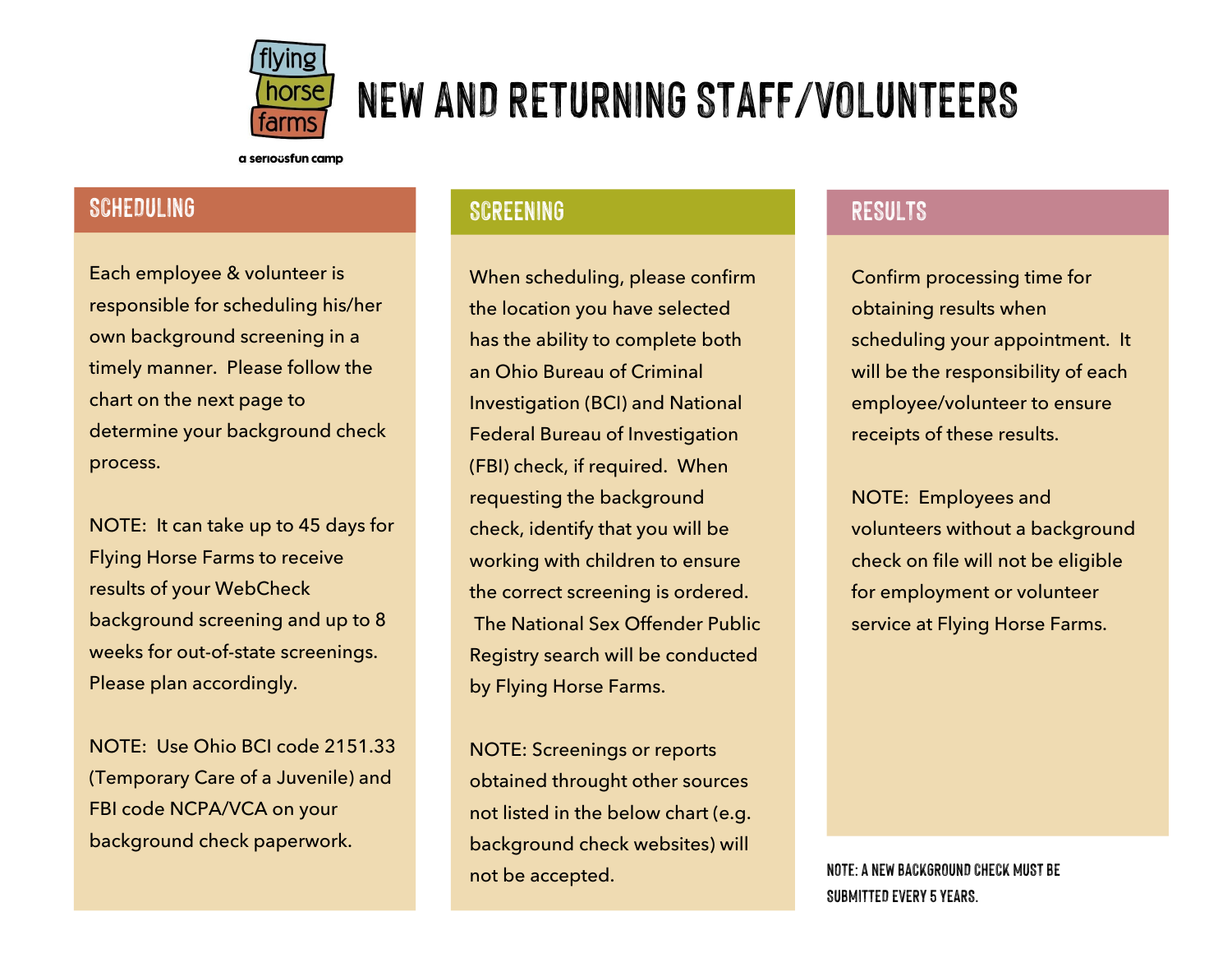flying horse farms

a seriousfun camp

# NEW AND RETURNING STAFF/VOLUNTEERS

## SCHEDULING

Each employee & volunteer is responsible for scheduling his/her own background screening in a timely manner. Please follow the chart on the next page to determine your background check process.

NOTE: It can take up to 45 days for Flying Horse Farms to receive results of your WebCheck background screening and up to 8 weeks for out-of-state screenings. Please plan accordingly.

NOTE: Use Ohio BCI code 2151.33 (Temporary Care of a Juvenile) and FBI code NCPA/VCA on your background check paperwork.

## SCREENING

When scheduling, please confirm the location you have selected has the ability to complete both an Ohio Bureau of Criminal Investigation (BCI) and National Federal Bureau of Investigation (FBI) check, if required. When requesting the background check, identify that you will be working with children to ensure the correct screening is ordered. The National Sex Offender Public Registry search will be conducted by Flying Horse Farms.

NOTE: Screenings or reports obtained throught other sources not listed in the below chart (e.g. background check websites) will not be accepted.

## RESULTS

Confirm processing time for obtaining results when scheduling your appointment. It will be the responsibility of each employee/volunteer to ensure receipts of these results.

NOTE: Employees and volunteers without a background check on file will not be eligible for employment or volunteer service at Flying Horse Farms.

NOTE: A NEW BACKGROUND CHECK MUST BE SUBMITTED EVERY 5 YEARS.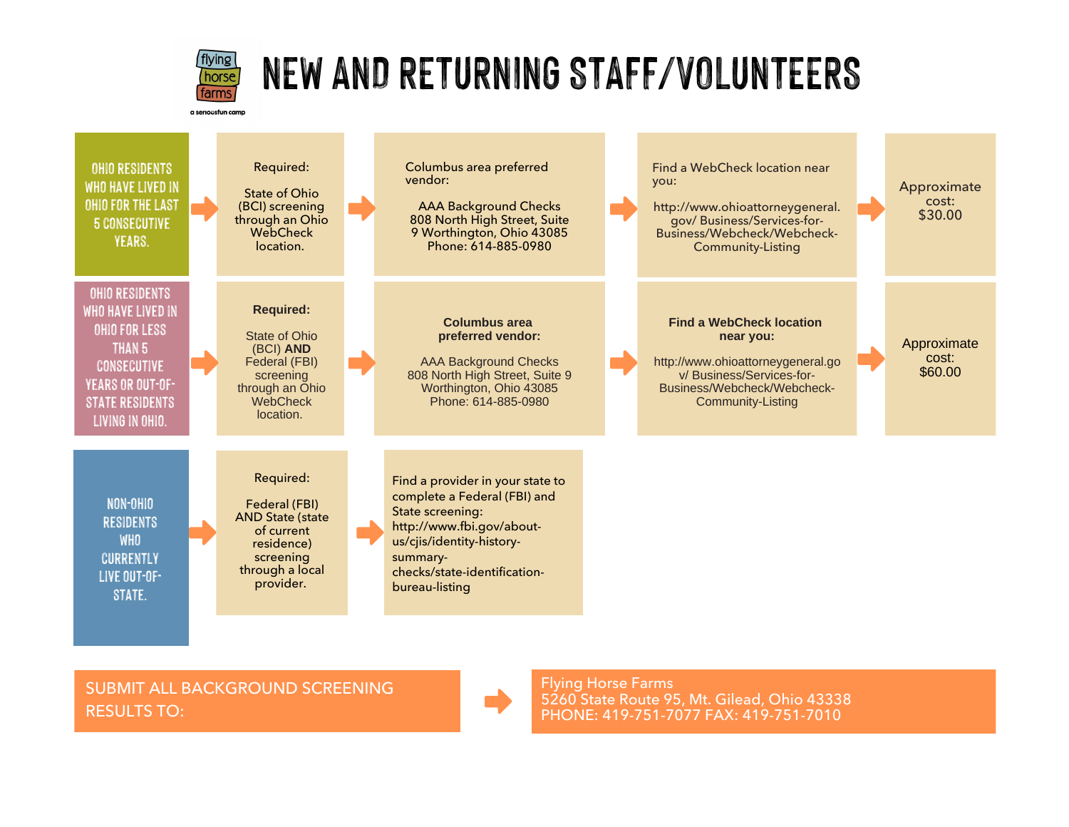# NEW AND RETURNING STAFF/VOLUNTEERS

flying horse farms
a seriousfun camp

## OHIO RESIDENTS WHO HAVE LIVED IN OHIO FOR THE LAST 5 CONSECUTIVE YEARS.

→ Required:

State of Ohio (BCI) screening through an Ohio WebCheck location.

→ Columbus area preferred vendor:

AAA Background Checks
808 North High Street, Suite 9 Worthington, Ohio 43085
Phone: 614-885-0980

→ Find a WebCheck location near you:

http://www.ohioattorneygeneral.gov/ Business/Services-for-Business/Webcheck/Webcheck-Community-Listing

→ Approximate cost:
$30.00

## OHIO RESIDENTS WHO HAVE LIVED IN OHIO FOR LESS THAN 5 CONSECUTIVE YEARS OR OUT-OF-STATE RESIDENTS LIVING IN OHIO.

→ **Required:**

State of Ohio (BCI) **AND** Federal (FBI) screening through an Ohio WebCheck location.

→ **Columbus area preferred vendor:**

AAA Background Checks
808 North High Street, Suite 9
Worthington, Ohio 43085
Phone: 614-885-0980

→ **Find a WebCheck location near you:**

http://www.ohioattorneygeneral.gov/ Business/Services-for-Business/Webcheck/Webcheck-Community-Listing

→ Approximate cost:
$60.00

## NON-OHIO RESIDENTS WHO CURRENTLY LIVE OUT-OF-STATE.

→ Required:

Federal (FBI) AND State (state of current residence) screening through a local provider.

→ Find a provider in your state to complete a Federal (FBI) and State screening:
http://www.fbi.gov/about-us/cjis/identity-history-summary-checks/state-identification-bureau-listing

## SUBMIT ALL BACKGROUND SCREENING RESULTS TO:

→ Flying Horse Farms
5260 State Route 95, Mt. Gilead, Ohio 43338
PHONE: 419-751-7077 FAX: 419-751-7010